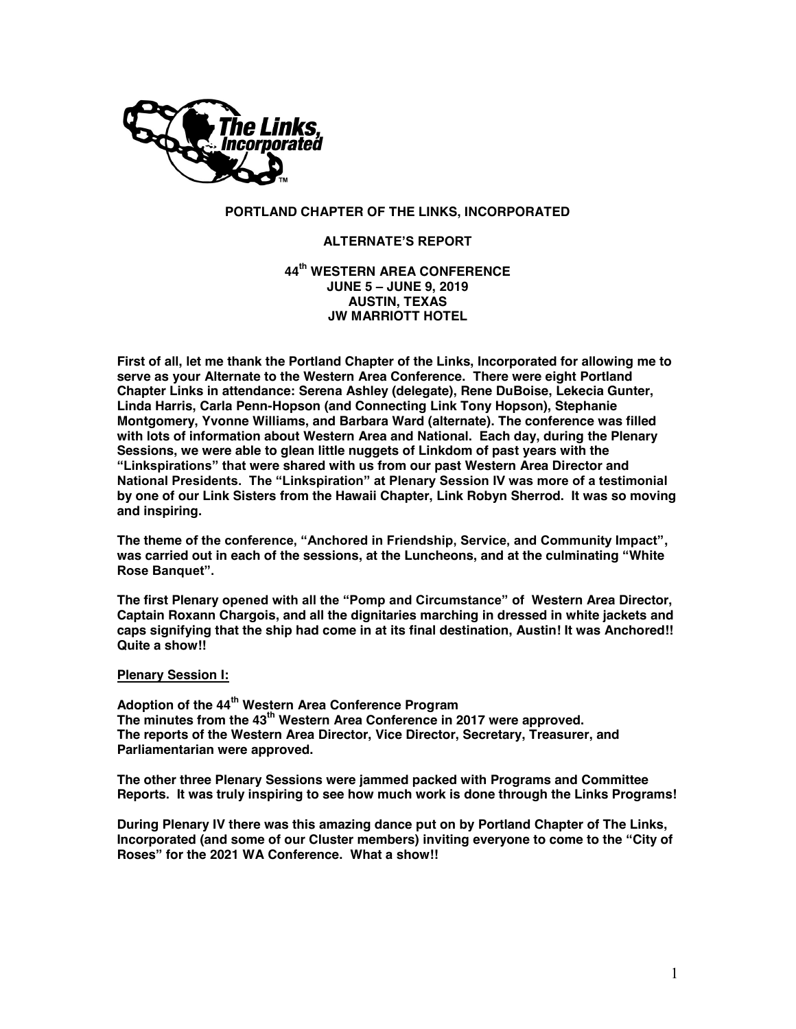**PORTLAND CHAPTER OF THE LINKS, INCORPORATED**

**ALTERNATE'S REPORT**

**44th WESTERN AREA CONFERENCE**
**JUNE 5 – JUNE 9, 2019**
**AUSTIN, TEXAS**
**JW MARRIOTT HOTEL**

**First of all, let me thank the Portland Chapter of the Links, Incorporated for allowing me to serve as your Alternate to the Western Area Conference. There were eight Portland Chapter Links in attendance: Serena Ashley (delegate), Rene DuBoise, Lekecia Gunter, Linda Harris, Carla Penn-Hopson (and Connecting Link Tony Hopson), Stephanie Montgomery, Yvonne Williams, and Barbara Ward (alternate). The conference was filled with lots of information about Western Area and National. Each day, during the Plenary Sessions, we were able to glean little nuggets of Linkdom of past years with the "Linkspirations" that were shared with us from our past Western Area Director and National Presidents. The "Linkspiration" at Plenary Session IV was more of a testimonial by one of our Link Sisters from the Hawaii Chapter, Link Robyn Sherrod. It was so moving and inspiring.**

**The theme of the conference, "Anchored in Friendship, Service, and Community Impact", was carried out in each of the sessions, at the Luncheons, and at the culminating "White Rose Banquet".**

**The first Plenary opened with all the "Pomp and Circumstance" of Western Area Director, Captain Roxann Chargois, and all the dignitaries marching in dressed in white jackets and caps signifying that the ship had come in at its final destination, Austin! It was Anchored!! Quite a show!!**

**Plenary Session I:**

**Adoption of the 44th Western Area Conference Program**
**The minutes from the 43th Western Area Conference in 2017 were approved.**
**The reports of the Western Area Director, Vice Director, Secretary, Treasurer, and Parliamentarian were approved.**

**The other three Plenary Sessions were jammed packed with Programs and Committee Reports. It was truly inspiring to see how much work is done through the Links Programs!**

**During Plenary IV there was this amazing dance put on by Portland Chapter of The Links, Incorporated (and some of our Cluster members) inviting everyone to come to the "City of Roses" for the 2021 WA Conference. What a show!!**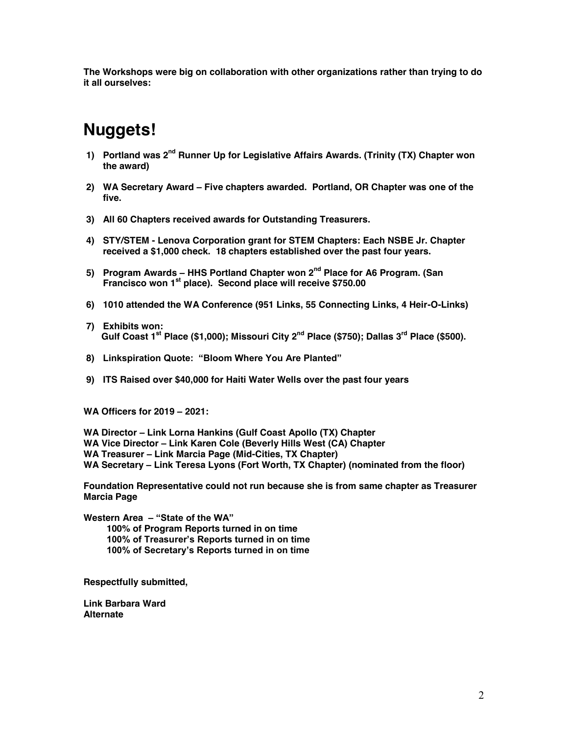**The Workshops were big on collaboration with other organizations rather than trying to do it all ourselves:**

# Nuggets!

1) **Portland was 2nd Runner Up for Legislative Affairs Awards. (Trinity (TX) Chapter won the award)**
2) **WA Secretary Award – Five chapters awarded. Portland, OR Chapter was one of the five.**
3) **All 60 Chapters received awards for Outstanding Treasurers.**
4) **STY/STEM - Lenova Corporation grant for STEM Chapters: Each NSBE Jr. Chapter received a $1,000 check. 18 chapters established over the past four years.**
5) **Program Awards – HHS Portland Chapter won 2nd Place for A6 Program. (San Francisco won 1st place). Second place will receive $750.00**
6) **1010 attended the WA Conference (951 Links, 55 Connecting Links, 4 Heir-O-Links)**
7) **Exhibits won:**
   **Gulf Coast 1st Place ($1,000); Missouri City 2nd Place ($750); Dallas 3rd Place ($500).**
8) **Linkspiration Quote: "Bloom Where You Are Planted"**
9) **ITS Raised over $40,000 for Haiti Water Wells over the past four years**

**WA Officers for 2019 – 2021:**

**WA Director – Link Lorna Hankins (Gulf Coast Apollo (TX) Chapter**
**WA Vice Director – Link Karen Cole (Beverly Hills West (CA) Chapter**
**WA Treasurer – Link Marcia Page (Mid-Cities, TX Chapter)**
**WA Secretary – Link Teresa Lyons (Fort Worth, TX Chapter) (nominated from the floor)**

**Foundation Representative could not run because she is from same chapter as Treasurer Marcia Page**

**Western Area – "State of the WA"**
**100% of Program Reports turned in on time**
**100% of Treasurer's Reports turned in on time**
**100% of Secretary's Reports turned in on time**

**Respectfully submitted,**

**Link Barbara Ward**
**Alternate**